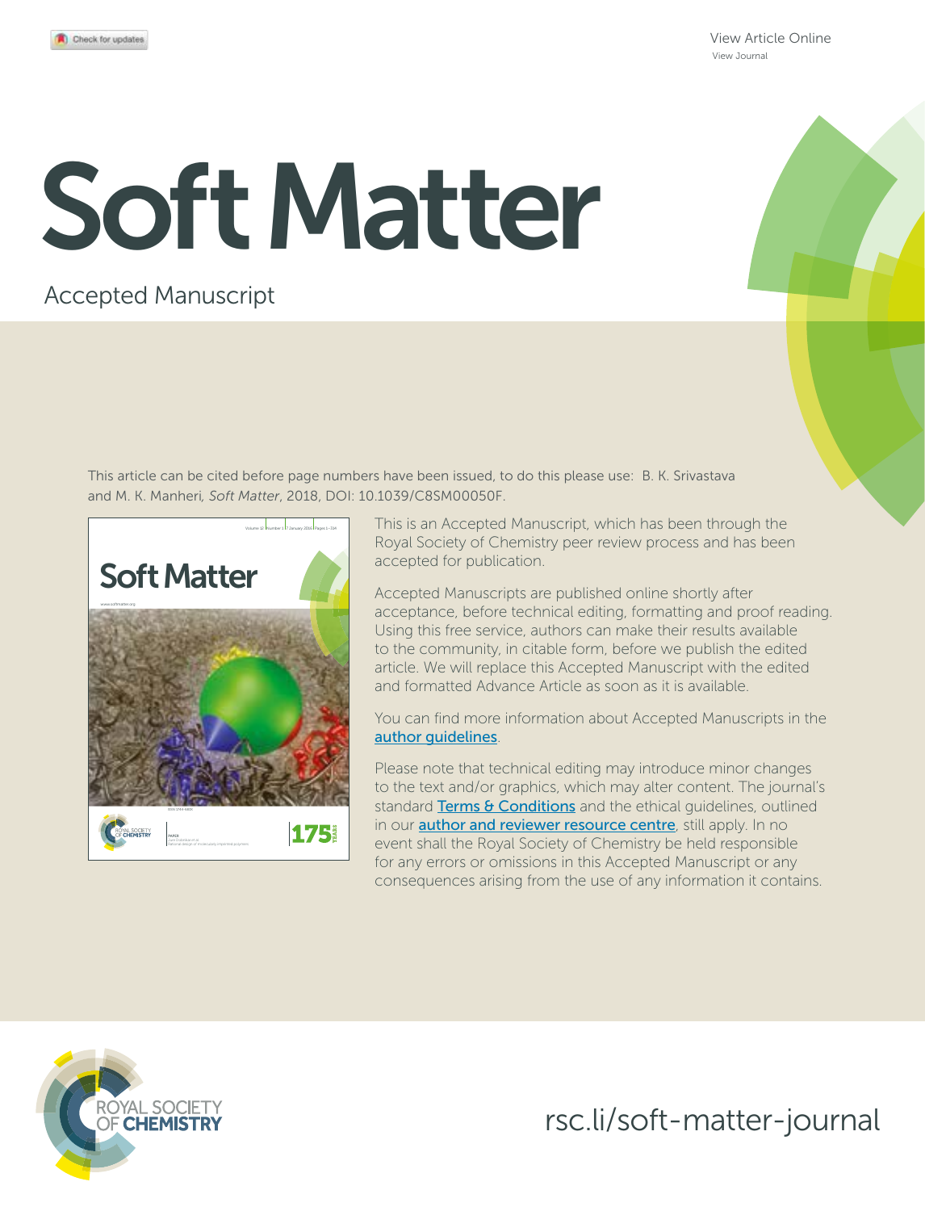# Soft Matter

Accepted Manuscript

This article can be cited before page numbers have been issued, to do this please use: B. K. Srivastava and M. K. Manheri, *Soft Matter*, 2018, DOI: 10.1039/C8SM00050F.

This is an Accepted Manuscript, which has been through the Royal Society of Chemistry peer review process and has been accepted for publication.

Accepted Manuscripts are published online shortly after acceptance, before technical editing, formatting and proof reading. Using this free service, authors can make their results available to the community, in citable form, before we publish the edited article. We will replace this Accepted Manuscript with the edited and formatted Advance Article as soon as it is available.

You can find more information about Accepted Manuscripts in the author guidelines.

Please note that technical editing may introduce minor changes to the text and/or graphics, which may alter content. The journal's standard Terms & Conditions and the ethical guidelines, outlined in our author and reviewer resource centre, still apply. In no event shall the Royal Society of Chemistry be held responsible for any errors or omissions in this Accepted Manuscript or any consequences arising from the use of any information it contains.

rsc.li/soft-matter-journal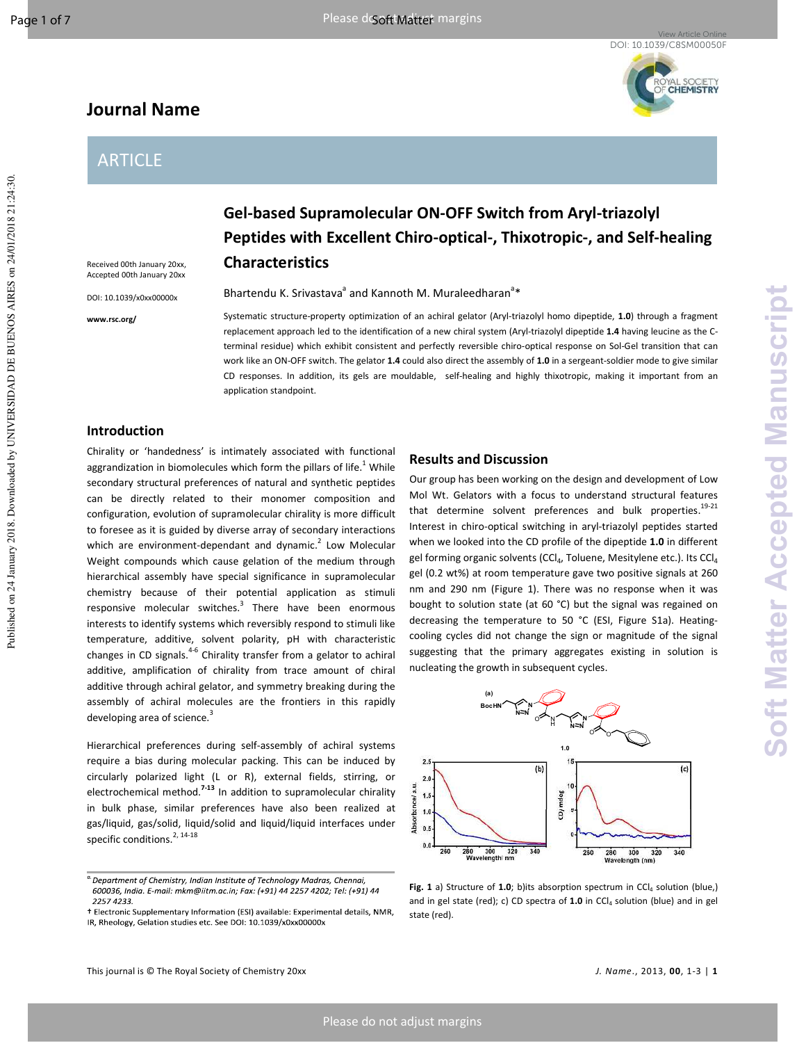# Journal Name

## ARTICLE

# Gel-based Supramolecular ON-OFF Switch from Aryl-triazolyl Peptides with Excellent Chiro-optical-, Thixotropic-, and Self-healing Characteristics

Received 00th January 20xx,
Accepted 00th January 20xx

DOI: 10.1039/x0xx00000x

www.rsc.org/

Bhartendu K. Srivastava[a] and Kannoth M. Muraleedharan[a]*

Systematic structure-property optimization of an achiral gelator (Aryl-triazolyl homo dipeptide, **1.0**) through a fragment replacement approach led to the identification of a new chiral system (Aryl-triazolyl dipeptide **1.4** having leucine as the C-terminal residue) which exhibit consistent and perfectly reversible chiro-optical response on Sol-Gel transition that can work like an ON-OFF switch. The gelator **1.4** could also direct the assembly of **1.0** in a sergeant-soldier mode to give similar CD responses. In addition, its gels are mouldable, self-healing and highly thixotropic, making it important from an application standpoint.

## Introduction

Chirality or 'handedness' is intimately associated with functional aggrandization in biomolecules which form the pillars of life.[1] While secondary structural preferences of natural and synthetic peptides can be directly related to their monomer composition and configuration, evolution of supramolecular chirality is more difficult to foresee as it is guided by diverse array of secondary interactions which are environment-dependant and dynamic.[2] Low Molecular Weight compounds which cause gelation of the medium through hierarchical assembly have special significance in supramolecular chemistry because of their potential application as stimuli responsive molecular switches.[3] There have been enormous interests to identify systems which reversibly respond to stimuli like temperature, additive, solvent polarity, pH with characteristic changes in CD signals.[4-6] Chirality transfer from a gelator to achiral additive, amplification of chirality from trace amount of chiral additive through achiral gelator, and symmetry breaking during the assembly of achiral molecules are the frontiers in this rapidly developing area of science.[3]

Hierarchical preferences during self-assembly of achiral systems require a bias during molecular packing. This can be induced by circularly polarized light (L or R), external fields, stirring, or electrochemical method.[7-13] In addition to supramolecular chirality in bulk phase, similar preferences have also been realized at gas/liquid, gas/solid, liquid/solid and liquid/liquid interfaces under specific conditions.[2, 14-18]

## Results and Discussion

Our group has been working on the design and development of Low Mol Wt. Gelators with a focus to understand structural features that determine solvent preferences and bulk properties.[19-21] Interest in chiro-optical switching in aryl-triazolyl peptides started when we looked into the CD profile of the dipeptide **1.0** in different gel forming organic solvents ($CCl_4$, Toluene, Mesitylene etc.). Its $CCl_4$ gel (0.2 wt%) at room temperature gave two positive signals at 260 nm and 290 nm (Figure 1). There was no response when it was bought to solution state (at 60 °C) but the signal was regained on decreasing the temperature to 50 °C (ESI, Figure S1a). Heating-cooling cycles did not change the sign or magnitude of the signal suggesting that the primary aggregates existing in solution is nucleating the growth in subsequent cycles.

**Fig. 1** a) Structure of **1.0**; b)its absorption spectrum in $CCl_4$ solution (blue,) and in gel state (red); c) CD spectra of **1.0** in $CCl_4$ solution (blue) and in gel state (red).

---

[a] Department of Chemistry, Indian Institute of Technology Madras, Chennai, 600036, India. E-mail: mkm@iitm.ac.in; Fax: (+91) 44 2257 4202; Tel: (+91) 44 2257 4233.

† Electronic Supplementary Information (ESI) available: Experimental details, NMR, IR, Rheology, Gelation studies etc. See DOI: 10.1039/x0xx00000x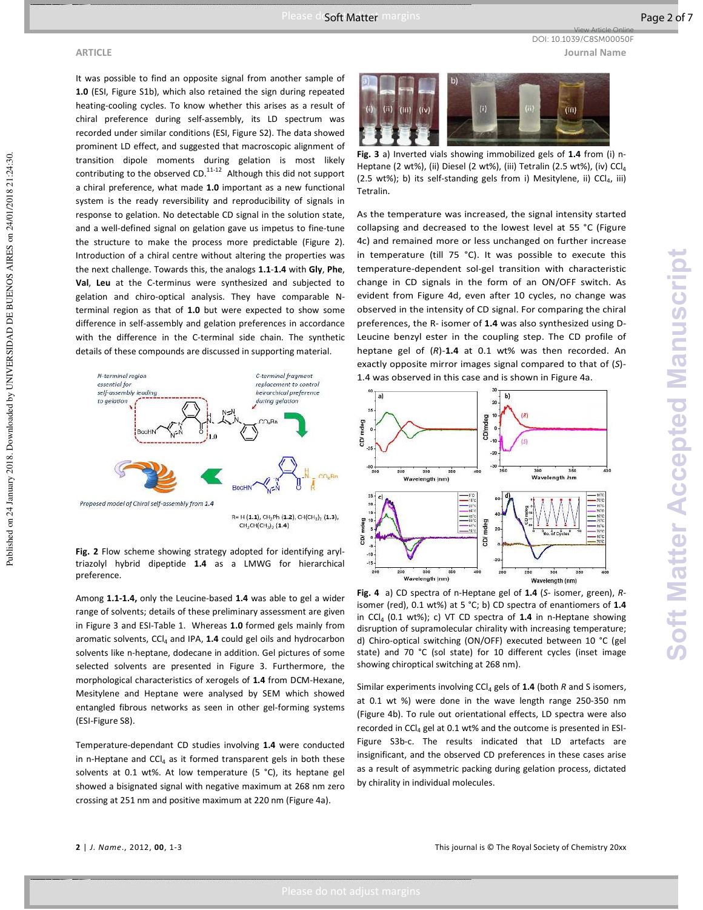It was possible to find an opposite signal from another sample of **1.0** (ESI, Figure S1b), which also retained the sign during repeated heating-cooling cycles. To know whether this arises as a result of chiral preference during self-assembly, its LD spectrum was recorded under similar conditions (ESI, Figure S2). The data showed prominent LD effect, and suggested that macroscopic alignment of transition dipole moments during gelation is most likely contributing to the observed CD.[11-12] Although this did not support a chiral preference, what made **1.0** important as a new functional system is the ready reversibility and reproducibility of signals in response to gelation. No detectable CD signal in the solution state, and a well-defined signal on gelation gave us impetus to fine-tune the structure to make the process more predictable (Figure 2). Introduction of a chiral centre without altering the properties was the next challenge. Towards this, the analogs **1.1-1.4** with **Gly**, **Phe**, **Val**, **Leu** at the C-terminus were synthesized and subjected to gelation and chiro-optical analysis. They have comparable N-terminal region as that of **1.0** but were expected to show some difference in self-assembly and gelation preferences in accordance with the difference in the C-terminal side chain. The synthetic details of these compounds are discussed in supporting material.

**Fig. 2** Flow scheme showing strategy adopted for identifying aryl-triazolyl hybrid dipeptide **1.4** as a LMWG for hierarchical preference.

Among **1.1-1.4,** only the Leucine-based **1.4** was able to gel a wider range of solvents; details of these preliminary assessment are given in Figure 3 and ESI-Table 1. Whereas **1.0** formed gels mainly from aromatic solvents, $CCl_4$ and IPA, **1.4** could gel oils and hydrocarbon solvents like n-heptane, dodecane in addition. Gel pictures of some selected solvents are presented in Figure 3. Furthermore, the morphological characteristics of xerogels of **1.4** from DCM-Hexane, Mesitylene and Heptane were analysed by SEM which showed entangled fibrous networks as seen in other gel-forming systems (ESI-Figure S8).

Temperature-dependant CD studies involving **1.4** were conducted in n-Heptane and $CCl_4$ as it formed transparent gels in both these solvents at 0.1 wt%. At low temperature (5 °C), its heptane gel showed a bisignated signal with negative maximum at 268 nm zero crossing at 251 nm and positive maximum at 220 nm (Figure 4a).

**Fig. 3** a) Inverted vials showing immobilized gels of **1.4** from (i) n-Heptane (2 wt%), (ii) Diesel (2 wt%), (iii) Tetralin (2.5 wt%), (iv) $CCl_4$ (2.5 wt%); b) its self-standing gels from i) Mesitylene, ii) $CCl_4$, iii) Tetralin.

As the temperature was increased, the signal intensity started collapsing and decreased to the lowest level at 55 °C (Figure 4c) and remained more or less unchanged on further increase in temperature (till 75 °C). It was possible to execute this temperature-dependent sol-gel transition with characteristic change in CD signals in the form of an ON/OFF switch. As evident from Figure 4d, even after 10 cycles, no change was observed in the intensity of CD signal. For comparing the chiral preferences, the R- isomer of **1.4** was also synthesized using D-Leucine benzyl ester in the coupling step. The CD profile of heptane gel of (*R*)-**1.4** at 0.1 wt% was then recorded. An exactly opposite mirror images signal compared to that of (*S*)-1.4 was observed in this case and is shown in Figure 4a.

**Fig. 4** a) CD spectra of n-Heptane gel of **1.4** (*S*- isomer, green), *R*-isomer (red), 0.1 wt%) at 5 °C; b) CD spectra of enantiomers of **1.4** in $CCl_4$ (0.1 wt%); c) VT CD spectra of **1.4** in n-Heptane showing disruption of supramolecular chirality with increasing temperature; d) Chiro-optical switching (ON/OFF) executed between 10 °C (gel state) and 70 °C (sol state) for 10 different cycles (inset image showing chiroptical switching at 268 nm).

Similar experiments involving $CCl_4$ gels of **1.4** (both *R* and S isomers, at 0.1 wt %) were done in the wave length range 250-350 nm (Figure 4b). To rule out orientational effects, LD spectra were also recorded in $CCl_4$ gel at 0.1 wt% and the outcome is presented in ESI-Figure S3b-c. The results indicated that LD artefacts are insignificant, and the observed CD preferences in these cases arise as a result of asymmetric packing during gelation process, dictated by chirality in individual molecules.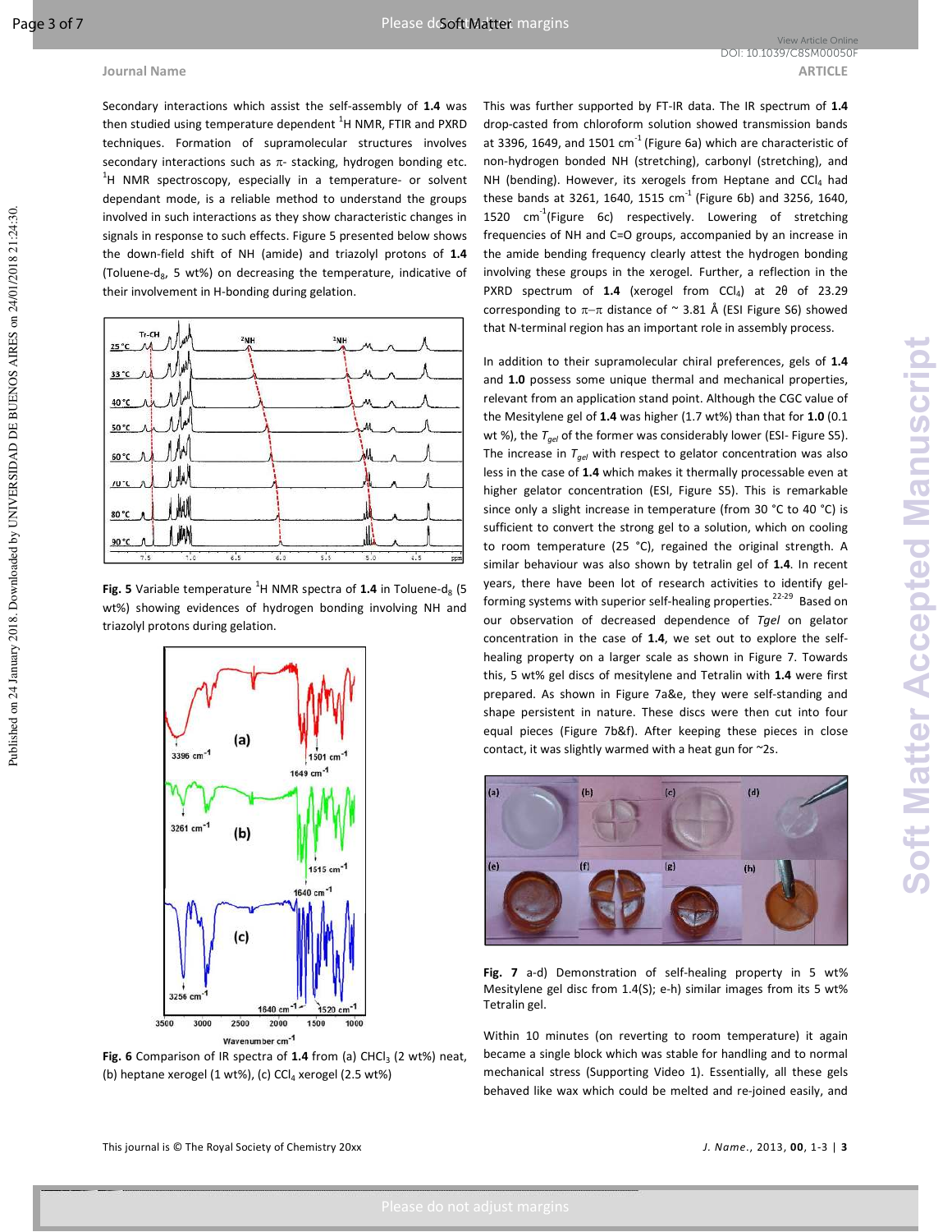Secondary interactions which assist the self-assembly of **1.4** was then studied using temperature dependent $^1$H NMR, FTIR and PXRD techniques. Formation of supramolecular structures involves secondary interactions such as $\pi$- stacking, hydrogen bonding etc. $^1$H NMR spectroscopy, especially in a temperature- or solvent dependant mode, is a reliable method to understand the groups involved in such interactions as they show characteristic changes in signals in response to such effects. Figure 5 presented below shows the down-field shift of NH (amide) and triazolyl protons of **1.4** (Toluene-$d_8$, 5 wt%) on decreasing the temperature, indicative of their involvement in H-bonding during gelation.

**Fig. 5** Variable temperature $^1$H NMR spectra of **1.4** in Toluene-$d_8$ (5 wt%) showing evidences of hydrogen bonding involving NH and triazolyl protons during gelation.

**Fig. 6** Comparison of IR spectra of **1.4** from (a) $CHCl_3$ (2 wt%) neat, (b) heptane xerogel (1 wt%), (c) $CCl_4$ xerogel (2.5 wt%)

This was further supported by FT-IR data. The IR spectrum of **1.4** drop-casted from chloroform solution showed transmission bands at 3396, 1649, and 1501 cm$^{-1}$ (Figure 6a) which are characteristic of non-hydrogen bonded NH (stretching), carbonyl (stretching), and NH (bending). However, its xerogels from Heptane and $CCl_4$ had these bands at 3261, 1640, 1515 cm$^{-1}$ (Figure 6b) and 3256, 1640, 1520 cm$^{-1}$(Figure 6c) respectively. Lowering of stretching frequencies of NH and C=O groups, accompanied by an increase in the amide bending frequency clearly attest the hydrogen bonding involving these groups in the xerogel. Further, a reflection in the PXRD spectrum of **1.4** (xerogel from $CCl_4$) at 2θ of 23.29 corresponding to $\pi-\pi$ distance of ~ 3.81 Å (ESI Figure S6) showed that N-terminal region has an important role in assembly process.

In addition to their supramolecular chiral preferences, gels of **1.4** and **1.0** possess some unique thermal and mechanical properties, relevant from an application stand point. Although the CGC value of the Mesitylene gel of **1.4** was higher (1.7 wt%) than that for **1.0** (0.1 wt %), the $T_{gel}$ of the former was considerably lower (ESI- Figure S5). The increase in $T_{gel}$ with respect to gelator concentration was also less in the case of **1.4** which makes it thermally processable even at higher gelator concentration (ESI, Figure S5). This is remarkable since only a slight increase in temperature (from 30 °C to 40 °C) is sufficient to convert the strong gel to a solution, which on cooling to room temperature (25 °C), regained the original strength. A similar behaviour was also shown by tetralin gel of **1.4**. In recent years, there have been lot of research activities to identify gel-forming systems with superior self-healing properties.[22-29] Based on our observation of decreased dependence of *Tgel* on gelator concentration in the case of **1.4**, we set out to explore the self-healing property on a larger scale as shown in Figure 7. Towards this, 5 wt% gel discs of mesitylene and Tetralin with **1.4** were first prepared. As shown in Figure 7a&e, they were self-standing and shape persistent in nature. These discs were then cut into four equal pieces (Figure 7b&f). After keeping these pieces in close contact, it was slightly warmed with a heat gun for ~2s.

**Fig. 7** a-d) Demonstration of self-healing property in 5 wt% Mesitylene gel disc from 1.4(S); e-h) similar images from its 5 wt% Tetralin gel.

Within 10 minutes (on reverting to room temperature) it again became a single block which was stable for handling and to normal mechanical stress (Supporting Video 1). Essentially, all these gels behaved like wax which could be melted and re-joined easily, and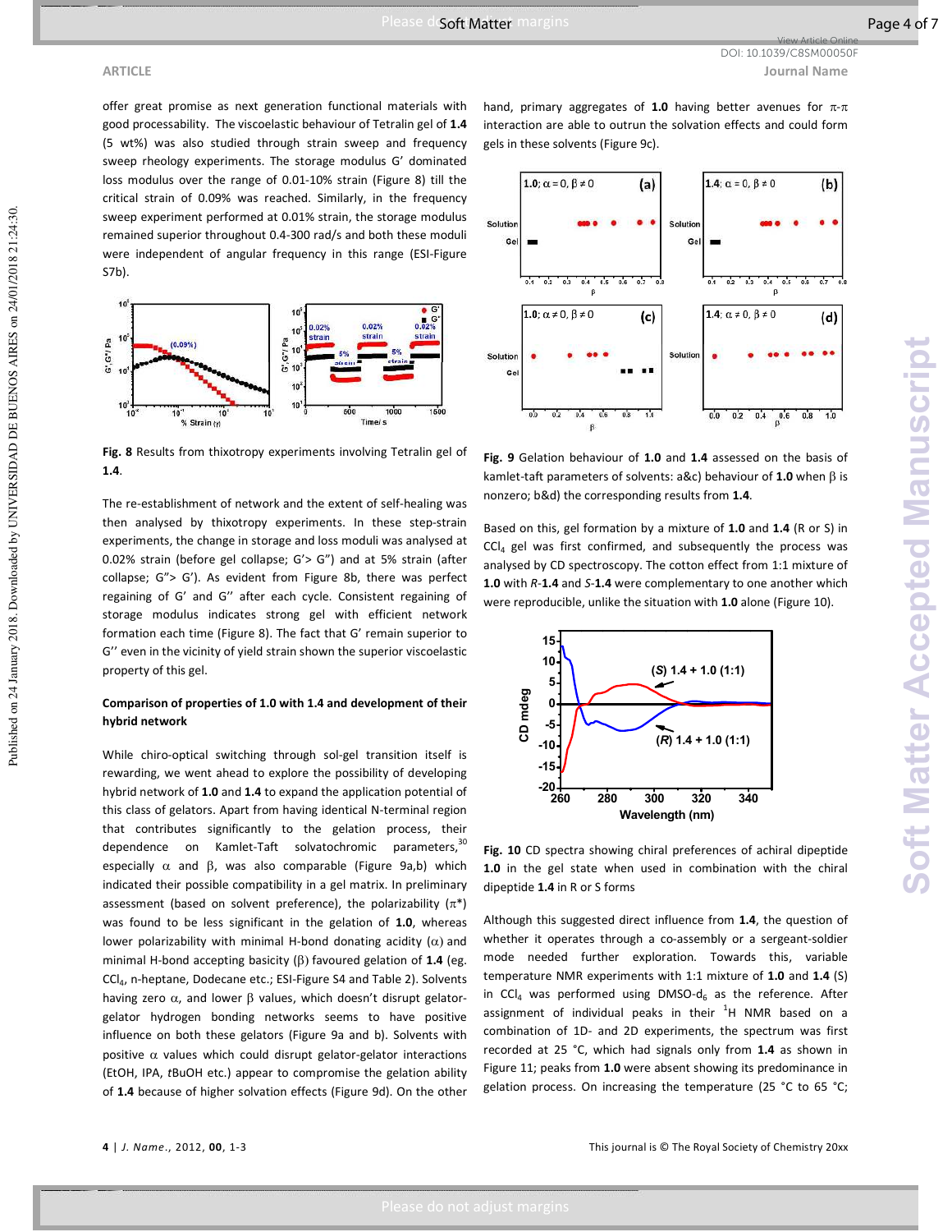offer great promise as next generation functional materials with good processability. The viscoelastic behaviour of Tetralin gel of **1.4** (5 wt%) was also studied through strain sweep and frequency sweep rheology experiments. The storage modulus G' dominated loss modulus over the range of 0.01-10% strain (Figure 8) till the critical strain of 0.09% was reached. Similarly, in the frequency sweep experiment performed at 0.01% strain, the storage modulus remained superior throughout 0.4-300 rad/s and both these moduli were independent of angular frequency in this range (ESI-Figure S7b).

**Fig. 8** Results from thixotropy experiments involving Tetralin gel of **1.4**.

The re-establishment of network and the extent of self-healing was then analysed by thixotropy experiments. In these step-strain experiments, the change in storage and loss moduli was analysed at 0.02% strain (before gel collapse; G'> G") and at 5% strain (after collapse; G"> G'). As evident from Figure 8b, there was perfect regaining of G' and G'' after each cycle. Consistent regaining of storage modulus indicates strong gel with efficient network formation each time (Figure 8). The fact that G' remain superior to G'' even in the vicinity of yield strain shown the superior viscoelastic property of this gel.

**Comparison of properties of 1.0 with 1.4 and development of their hybrid network**

While chiro-optical switching through sol-gel transition itself is rewarding, we went ahead to explore the possibility of developing hybrid network of **1.0** and **1.4** to expand the application potential of this class of gelators. Apart from having identical N-terminal region that contributes significantly to the gelation process, their dependence on Kamlet-Taft solvatochromic parameters,[30] especially $\alpha$ and $\beta$, was also comparable (Figure 9a,b) which indicated their possible compatibility in a gel matrix. In preliminary assessment (based on solvent preference), the polarizability ($\pi^*$) was found to be less significant in the gelation of **1.0**, whereas lower polarizability with minimal H-bond donating acidity ($\alpha$) and minimal H-bond accepting basicity ($\beta$) favoured gelation of **1.4** (eg. $CCl_4$, n-heptane, Dodecane etc.; ESI-Figure S4 and Table 2). Solvents having zero $\alpha$, and lower $\beta$ values, which doesn't disrupt gelator-gelator hydrogen bonding networks seems to have positive influence on both these gelators (Figure 9a and b). Solvents with positive $\alpha$ values which could disrupt gelator-gelator interactions (EtOH, IPA, *t*BuOH etc.) appear to compromise the gelation ability of **1.4** because of higher solvation effects (Figure 9d). On the other hand, primary aggregates of **1.0** having better avenues for $\pi$-$\pi$ interaction are able to outrun the solvation effects and could form gels in these solvents (Figure 9c).

**Fig. 9** Gelation behaviour of **1.0** and **1.4** assessed on the basis of kamlet-taft parameters of solvents: a&c) behaviour of **1.0** when $\beta$ is nonzero; b&d) the corresponding results from **1.4**.

Based on this, gel formation by a mixture of **1.0** and **1.4** (R or S) in $CCl_4$ gel was first confirmed, and subsequently the process was analysed by CD spectroscopy. The cotton effect from 1:1 mixture of **1.0** with *R*-**1.4** and *S*-**1.4** were complementary to one another which were reproducible, unlike the situation with **1.0** alone (Figure 10).

**Fig. 10** CD spectra showing chiral preferences of achiral dipeptide **1.0** in the gel state when used in combination with the chiral dipeptide **1.4** in R or S forms

Although this suggested direct influence from **1.4**, the question of whether it operates through a co-assembly or a sergeant-soldier mode needed further exploration. Towards this, variable temperature NMR experiments with 1:1 mixture of **1.0** and **1.4** (S) in $CCl_4$ was performed using DMSO-d$_6$ as the reference. After assignment of individual peaks in their $^1$H NMR based on a combination of 1D- and 2D experiments, the spectrum was first recorded at 25 °C, which had signals only from **1.4** as shown in Figure 11; peaks from **1.0** were absent showing its predominance in gelation process. On increasing the temperature (25 °C to 65 °C;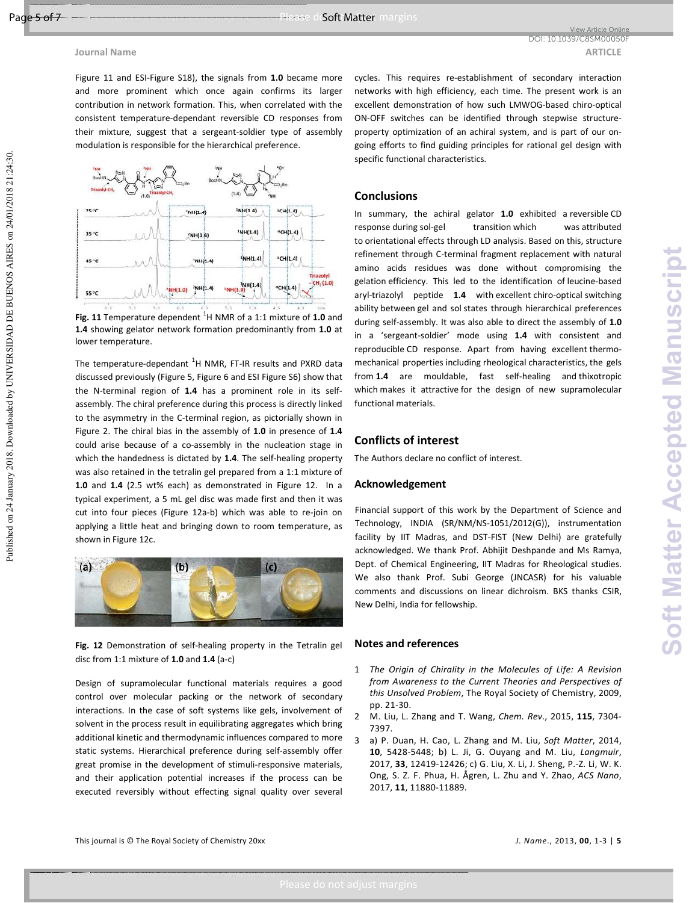Figure 11 and ESI-Figure S18), the signals from **1.0** became more and more prominent which once again confirms its larger contribution in network formation. This, when correlated with the consistent temperature-dependant reversible CD responses from their mixture, suggest that a sergeant-soldier type of assembly modulation is responsible for the hierarchical preference.

**Fig. 11** Temperature dependent $^1$H NMR of a 1:1 mixture of **1.0** and **1.4** showing gelator network formation predominantly from **1.0** at lower temperature.

The temperature-dependant $^1$H NMR, FT-IR results and PXRD data discussed previously (Figure 5, Figure 6 and ESI Figure S6) show that the N-terminal region of **1.4** has a prominent role in its self-assembly. The chiral preference during this process is directly linked to the asymmetry in the C-terminal region, as pictorially shown in Figure 2. The chiral bias in the assembly of **1.0** in presence of **1.4** could arise because of a co-assembly in the nucleation stage in which the handedness is dictated by **1.4**. The self-healing property was also retained in the tetralin gel prepared from a 1:1 mixture of **1.0** and **1.4** (2.5 wt% each) as demonstrated in Figure 12. In a typical experiment, a 5 mL gel disc was made first and then it was cut into four pieces (Figure 12a-b) which was able to re-join on applying a little heat and bringing down to room temperature, as shown in Figure 12c.

**Fig. 12** Demonstration of self-healing property in the Tetralin gel disc from 1:1 mixture of **1.0** and **1.4** (a-c)

Design of supramolecular functional materials requires a good control over molecular packing or the network of secondary interactions. In the case of soft systems like gels, involvement of solvent in the process result in equilibrating aggregates which bring additional kinetic and thermodynamic influences compared to more static systems. Hierarchical preference during self-assembly offer great promise in the development of stimuli-responsive materials, and their application potential increases if the process can be executed reversibly without effecting signal quality over several cycles. This requires re-establishment of secondary interaction networks with high efficiency, each time. The present work is an excellent demonstration of how such LMWOG-based chiro-optical ON-OFF switches can be identified through stepwise structure-property optimization of an achiral system, and is part of our on-going efforts to find guiding principles for rational gel design with specific functional characteristics.

## Conclusions

In summary, the achiral gelator **1.0** exhibited a reversible CD response during sol-gel transition which was attributed to orientational effects through LD analysis. Based on this, structure refinement through C-terminal fragment replacement with natural amino acids residues was done without compromising the gelation efficiency. This led to the identification of leucine-based aryl-triazolyl peptide **1.4** with excellent chiro-optical switching ability between gel and sol states through hierarchical preferences during self-assembly. It was also able to direct the assembly of **1.0** in a 'sergeant-soldier' mode using **1.4** with consistent and reproducible CD response. Apart from having excellent thermo-mechanical properties including rheological characteristics, the gels from **1.4** are mouldable, fast self-healing and thixotropic which makes it attractive for the design of new supramolecular functional materials.

## Conflicts of interest

The Authors declare no conflict of interest.

## Acknowledgement

Financial support of this work by the Department of Science and Technology, INDIA (SR/NM/NS-1051/2012(G)), instrumentation facility by IIT Madras, and DST-FIST (New Delhi) are gratefully acknowledged. We thank Prof. Abhijit Deshpande and Ms Ramya, Dept. of Chemical Engineering, IIT Madras for Rheological studies. We also thank Prof. Subi George (JNCASR) for his valuable comments and discussions on linear dichroism. BKS thanks CSIR, New Delhi, India for fellowship.

## Notes and references

1. *The Origin of Chirality in the Molecules of Life: A Revision from Awareness to the Current Theories and Perspectives of this Unsolved Problem*, The Royal Society of Chemistry, 2009, pp. 21-30.
2. M. Liu, L. Zhang and T. Wang, *Chem. Rev.*, 2015, **115**, 7304-7397.
3. a) P. Duan, H. Cao, L. Zhang and M. Liu, *Soft Matter*, 2014, **10**, 5428-5448; b) L. Ji, G. Ouyang and M. Liu, *Langmuir*, 2017, **33**, 12419-12426; c) G. Liu, X. Li, J. Sheng, P.-Z. Li, W. K. Ong, S. Z. F. Phua, H. Ågren, L. Zhu and Y. Zhao, *ACS Nano*, 2017, **11**, 11880-11889.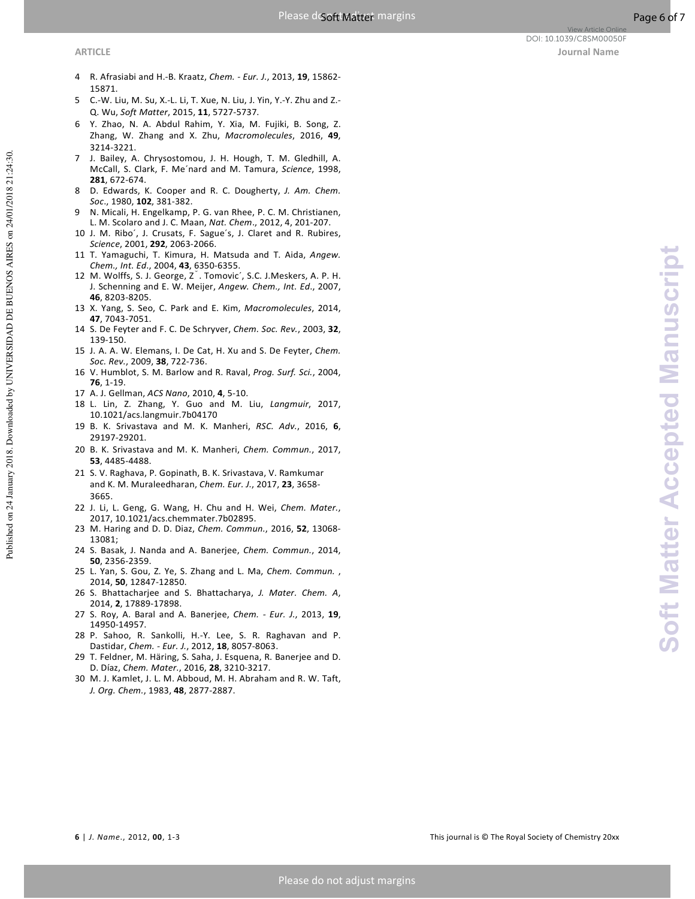4 R. Afrasiabi and H.-B. Kraatz, *Chem. - Eur. J.*, 2013, **19**, 15862-15871.
5 C.-W. Liu, M. Su, X.-L. Li, T. Xue, N. Liu, J. Yin, Y.-Y. Zhu and Z.-Q. Wu, *Soft Matter*, 2015, **11**, 5727-5737.
6 Y. Zhao, N. A. Abdul Rahim, Y. Xia, M. Fujiki, B. Song, Z. Zhang, W. Zhang and X. Zhu, *Macromolecules*, 2016, **49**, 3214-3221.
7 J. Bailey, A. Chrysostomou, J. H. Hough, T. M. Gledhill, A. McCall, S. Clark, F. Me´nard and M. Tamura, *Science*, 1998, **281**, 672-674.
8 D. Edwards, K. Cooper and R. C. Dougherty, *J. Am. Chem. Soc.*, 1980, **102**, 381-382.
9 N. Micali, H. Engelkamp, P. G. van Rhee, P. C. M. Christianen, L. M. Scolaro and J. C. Maan, *Nat. Chem.*, 2012, 4, 201-207.
10 J. M. Ribo´, J. Crusats, F. Sague´s, J. Claret and R. Rubires, *Science*, 2001, **292**, 2063-2066.
11 T. Yamaguchi, T. Kimura, H. Matsuda and T. Aida, *Angew. Chem., Int. Ed.*, 2004, **43**, 6350-6355.
12 M. Wolffs, S. J. George, Z˘. Tomovic´, S.C. J.Meskers, A. P. H. J. Schenning and E. W. Meijer, *Angew. Chem., Int. Ed.*, 2007, **46**, 8203-8205.
13 X. Yang, S. Seo, C. Park and E. Kim, *Macromolecules*, 2014, **47**, 7043-7051.
14 S. De Feyter and F. C. De Schryver, *Chem. Soc. Rev.*, 2003, **32**, 139-150.
15 J. A. A. W. Elemans, I. De Cat, H. Xu and S. De Feyter, *Chem. Soc. Rev.*, 2009, **38**, 722-736.
16 V. Humblot, S. M. Barlow and R. Raval, *Prog. Surf. Sci.*, 2004, **76**, 1-19.
17 A. J. Gellman, *ACS Nano*, 2010, **4**, 5-10.
18 L. Lin, Z. Zhang, Y. Guo and M. Liu, *Langmuir*, 2017, 10.1021/acs.langmuir.7b04170
19 B. K. Srivastava and M. K. Manheri, *RSC. Adv.*, 2016, **6**, 29197-29201.
20 B. K. Srivastava and M. K. Manheri, *Chem. Commun.*, 2017, **53**, 4485-4488.
21 S. V. Raghava, P. Gopinath, B. K. Srivastava, V. Ramkumar and K. M. Muraleedharan, *Chem. Eur. J.*, 2017, **23**, 3658-3665.
22 J. Li, L. Geng, G. Wang, H. Chu and H. Wei, *Chem. Mater.*, 2017, 10.1021/acs.chemmater.7b02895.
23 M. Haring and D. D. Diaz, *Chem. Commun.*, 2016, **52**, 13068-13081;
24 S. Basak, J. Nanda and A. Banerjee, *Chem. Commun.*, 2014, **50**, 2356-2359.
25 L. Yan, S. Gou, Z. Ye, S. Zhang and L. Ma, *Chem. Commun.* , 2014, **50**, 12847-12850.
26 S. Bhattacharjee and S. Bhattacharya, *J. Mater. Chem. A*, 2014, **2**, 17889-17898.
27 S. Roy, A. Baral and A. Banerjee, *Chem. - Eur. J.*, 2013, **19**, 14950-14957.
28 P. Sahoo, R. Sankolli, H.-Y. Lee, S. R. Raghavan and P. Dastidar, *Chem. - Eur. J.*, 2012, **18**, 8057-8063.
29 T. Feldner, M. Häring, S. Saha, J. Esquena, R. Banerjee and D. D. Díaz, *Chem. Mater.*, 2016, **28**, 3210-3217.
30 M. J. Kamlet, J. L. M. Abboud, M. H. Abraham and R. W. Taft, *J. Org. Chem.*, 1983, **48**, 2877-2887.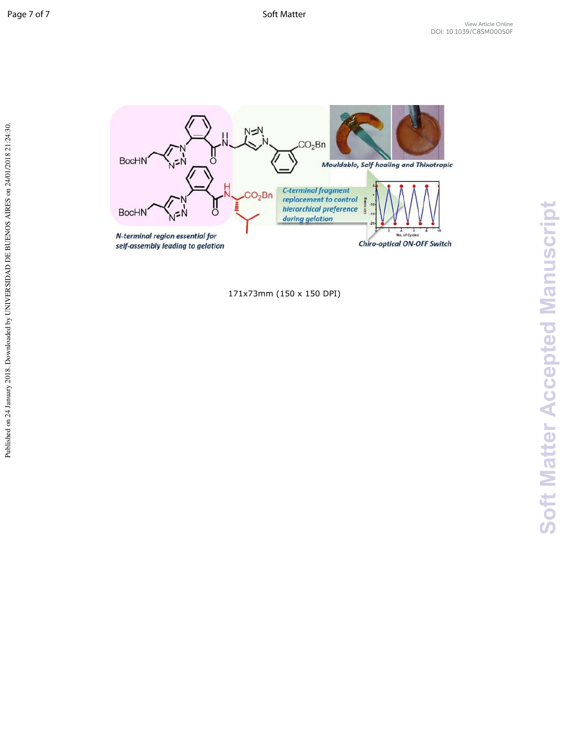BocHN

N-terminal region essential for self-assembly leading to gelation

$CO_2Bn$

Mouldable, Self healing and Thixotropic

C-terminal fragment replacement to control hierarchical preference during gelation

Chiro-optical ON-OFF Switch

No. of Cycles

171x73mm (150 x 150 DPI)